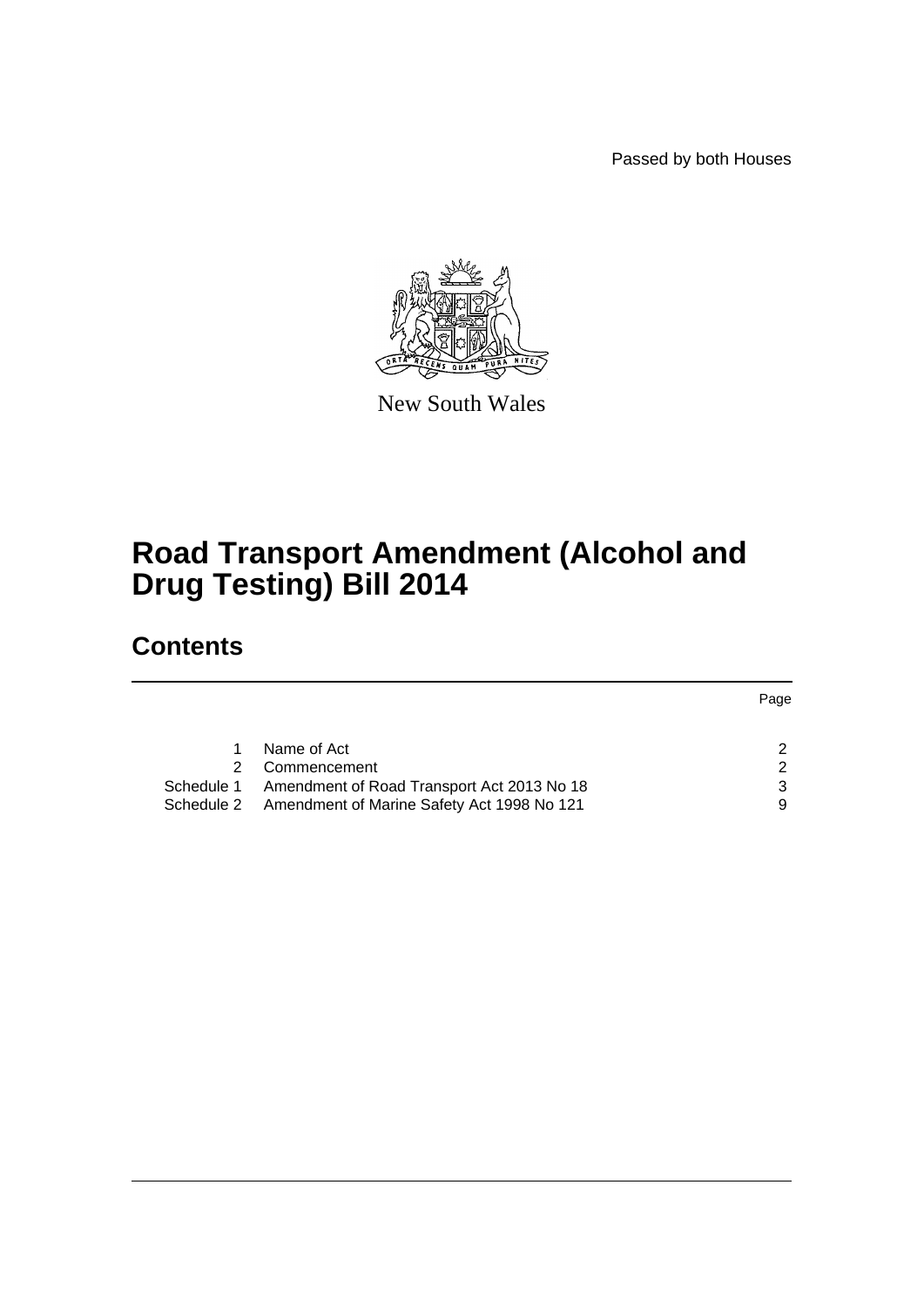Passed by both Houses

New South Wales

# Road Transport Amendment (Alcohol and Drug Testing) Bill 2014

## Contents

| | | Page |
|---|---|---|
| 1 | Name of Act | 2 |
| 2 | Commencement | 2 |
| Schedule 1 | Amendment of Road Transport Act 2013 No 18 | 3 |
| Schedule 2 | Amendment of Marine Safety Act 1998 No 121 | 9 |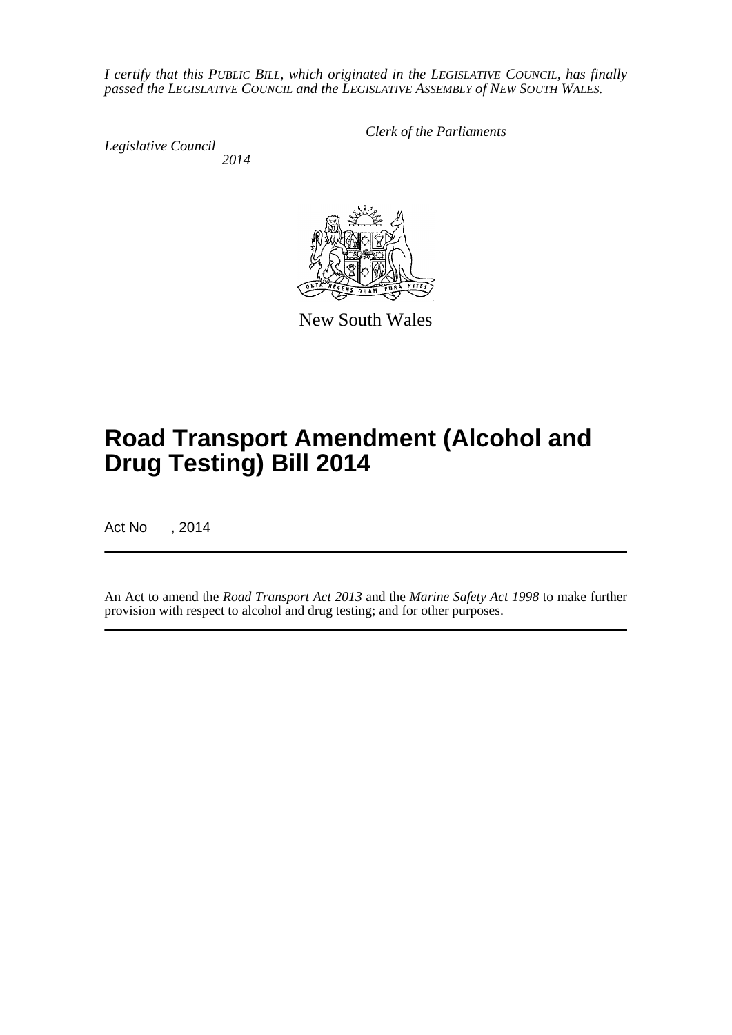*I certify that this PUBLIC BILL, which originated in the LEGISLATIVE COUNCIL, has finally passed the LEGISLATIVE COUNCIL and the LEGISLATIVE ASSEMBLY of NEW SOUTH WALES.*

*Clerk of the Parliaments*

*Legislative Council*

*2014*

New South Wales

# Road Transport Amendment (Alcohol and Drug Testing) Bill 2014

Act No , 2014

An Act to amend the *Road Transport Act 2013* and the *Marine Safety Act 1998* to make further provision with respect to alcohol and drug testing; and for other purposes.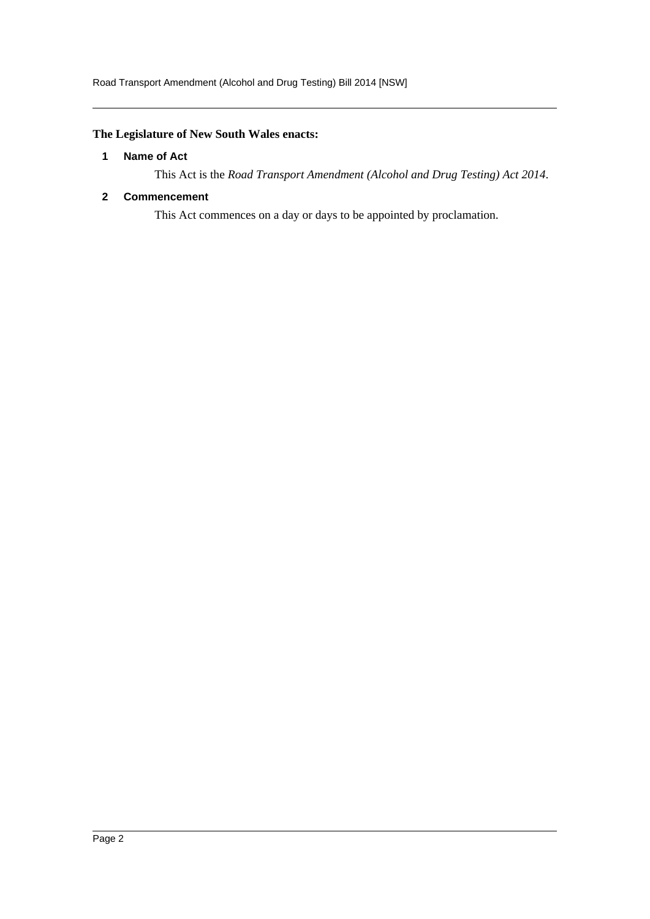**The Legislature of New South Wales enacts:**

## 1 Name of Act

This Act is the *Road Transport Amendment (Alcohol and Drug Testing) Act 2014*.

## 2 Commencement

This Act commences on a day or days to be appointed by proclamation.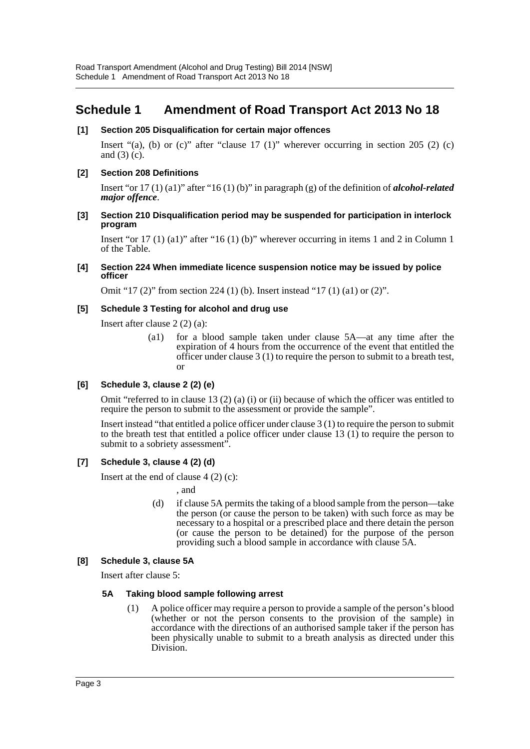# Schedule 1 Amendment of Road Transport Act 2013 No 18

**[1] Section 205 Disqualification for certain major offences**

Insert "(a), (b) or (c)" after "clause 17 (1)" wherever occurring in section 205 (2) (c) and (3) (c).

**[2] Section 208 Definitions**

Insert "or 17 (1) (a1)" after "16 (1) (b)" in paragraph (g) of the definition of ***alcohol-related major offence***.

**[3] Section 210 Disqualification period may be suspended for participation in interlock program**

Insert "or 17 (1) (a1)" after "16 (1) (b)" wherever occurring in items 1 and 2 in Column 1 of the Table.

**[4] Section 224 When immediate licence suspension notice may be issued by police officer**

Omit "17 (2)" from section 224 (1) (b). Insert instead "17 (1) (a1) or (2)".

**[5] Schedule 3 Testing for alcohol and drug use**

Insert after clause 2 (2) (a):

> (a1) for a blood sample taken under clause 5A—at any time after the expiration of 4 hours from the occurrence of the event that entitled the officer under clause 3 (1) to require the person to submit to a breath test, or

**[6] Schedule 3, clause 2 (2) (e)**

Omit "referred to in clause 13 (2) (a) (i) or (ii) because of which the officer was entitled to require the person to submit to the assessment or provide the sample".

Insert instead "that entitled a police officer under clause 3 (1) to require the person to submit to the breath test that entitled a police officer under clause 13 (1) to require the person to submit to a sobriety assessment".

**[7] Schedule 3, clause 4 (2) (d)**

Insert at the end of clause 4 (2) (c):

> , and
>
> (d) if clause 5A permits the taking of a blood sample from the person—take the person (or cause the person to be taken) with such force as may be necessary to a hospital or a prescribed place and there detain the person (or cause the person to be detained) for the purpose of the person providing such a blood sample in accordance with clause 5A.

**[8] Schedule 3, clause 5A**

Insert after clause 5:

> **5A Taking blood sample following arrest**
>
> (1) A police officer may require a person to provide a sample of the person's blood (whether or not the person consents to the provision of the sample) in accordance with the directions of an authorised sample taker if the person has been physically unable to submit to a breath analysis as directed under this Division.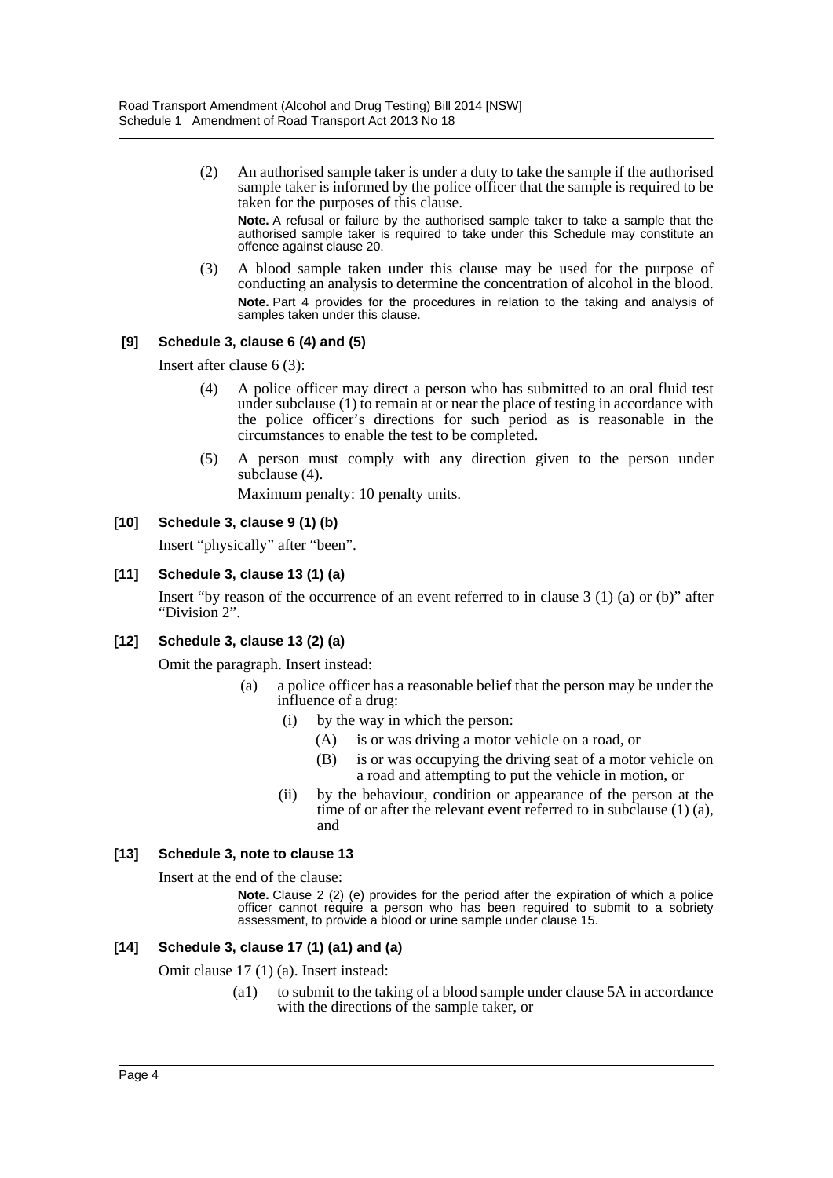(2) An authorised sample taker is under a duty to take the sample if the authorised sample taker is informed by the police officer that the sample is required to be taken for the purposes of this clause.

**Note.** A refusal or failure by the authorised sample taker to take a sample that the authorised sample taker is required to take under this Schedule may constitute an offence against clause 20.

(3) A blood sample taken under this clause may be used for the purpose of conducting an analysis to determine the concentration of alcohol in the blood.

**Note.** Part 4 provides for the procedures in relation to the taking and analysis of samples taken under this clause.

### [9] Schedule 3, clause 6 (4) and (5)

Insert after clause 6 (3):

(4) A police officer may direct a person who has submitted to an oral fluid test under subclause (1) to remain at or near the place of testing in accordance with the police officer's directions for such period as is reasonable in the circumstances to enable the test to be completed.

(5) A person must comply with any direction given to the person under subclause (4).

Maximum penalty: 10 penalty units.

### [10] Schedule 3, clause 9 (1) (b)

Insert "physically" after "been".

### [11] Schedule 3, clause 13 (1) (a)

Insert "by reason of the occurrence of an event referred to in clause 3 (1) (a) or (b)" after "Division 2".

### [12] Schedule 3, clause 13 (2) (a)

Omit the paragraph. Insert instead:

(a) a police officer has a reasonable belief that the person may be under the influence of a drug:

- (i) by the way in which the person:
  - (A) is or was driving a motor vehicle on a road, or
  - (B) is or was occupying the driving seat of a motor vehicle on a road and attempting to put the vehicle in motion, or
- (ii) by the behaviour, condition or appearance of the person at the time of or after the relevant event referred to in subclause (1) (a), and

### [13] Schedule 3, note to clause 13

Insert at the end of the clause:

**Note.** Clause 2 (2) (e) provides for the period after the expiration of which a police officer cannot require a person who has been required to submit to a sobriety assessment, to provide a blood or urine sample under clause 15.

### [14] Schedule 3, clause 17 (1) (a1) and (a)

Omit clause 17 (1) (a). Insert instead:

(a1) to submit to the taking of a blood sample under clause 5A in accordance with the directions of the sample taker, or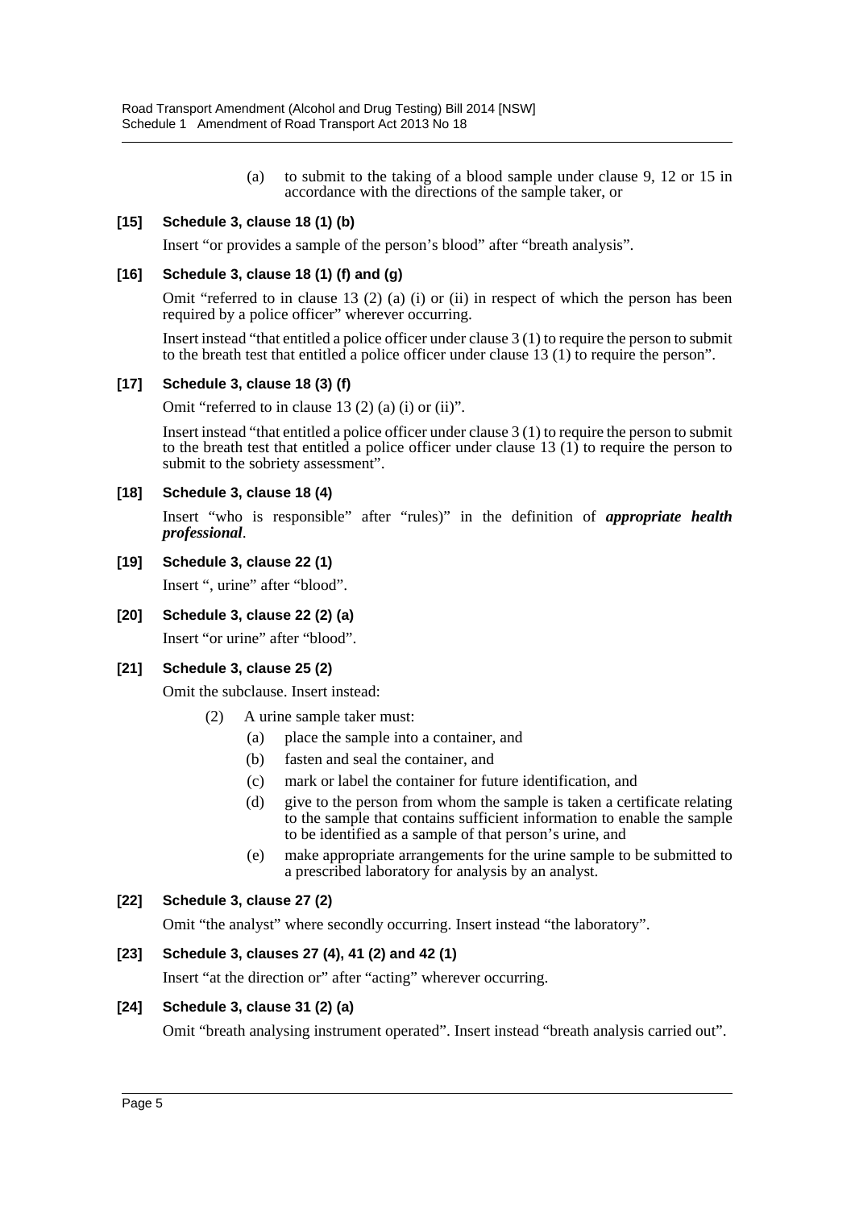(a) to submit to the taking of a blood sample under clause 9, 12 or 15 in accordance with the directions of the sample taker, or

**[15] Schedule 3, clause 18 (1) (b)**

Insert "or provides a sample of the person's blood" after "breath analysis".

**[16] Schedule 3, clause 18 (1) (f) and (g)**

Omit "referred to in clause 13 (2) (a) (i) or (ii) in respect of which the person has been required by a police officer" wherever occurring.

Insert instead "that entitled a police officer under clause 3 (1) to require the person to submit to the breath test that entitled a police officer under clause 13 (1) to require the person".

**[17] Schedule 3, clause 18 (3) (f)**

Omit "referred to in clause 13 (2) (a) (i) or (ii)".

Insert instead "that entitled a police officer under clause 3 (1) to require the person to submit to the breath test that entitled a police officer under clause 13 (1) to require the person to submit to the sobriety assessment".

**[18] Schedule 3, clause 18 (4)**

Insert "who is responsible" after "rules)" in the definition of ***appropriate health professional***.

**[19] Schedule 3, clause 22 (1)**

Insert ", urine" after "blood".

**[20] Schedule 3, clause 22 (2) (a)**

Insert "or urine" after "blood".

**[21] Schedule 3, clause 25 (2)**

Omit the subclause. Insert instead:

(2) A urine sample taker must:

(a) place the sample into a container, and

(b) fasten and seal the container, and

(c) mark or label the container for future identification, and

(d) give to the person from whom the sample is taken a certificate relating to the sample that contains sufficient information to enable the sample to be identified as a sample of that person's urine, and

(e) make appropriate arrangements for the urine sample to be submitted to a prescribed laboratory for analysis by an analyst.

**[22] Schedule 3, clause 27 (2)**

Omit "the analyst" where secondly occurring. Insert instead "the laboratory".

**[23] Schedule 3, clauses 27 (4), 41 (2) and 42 (1)**

Insert "at the direction or" after "acting" wherever occurring.

**[24] Schedule 3, clause 31 (2) (a)**

Omit "breath analysing instrument operated". Insert instead "breath analysis carried out".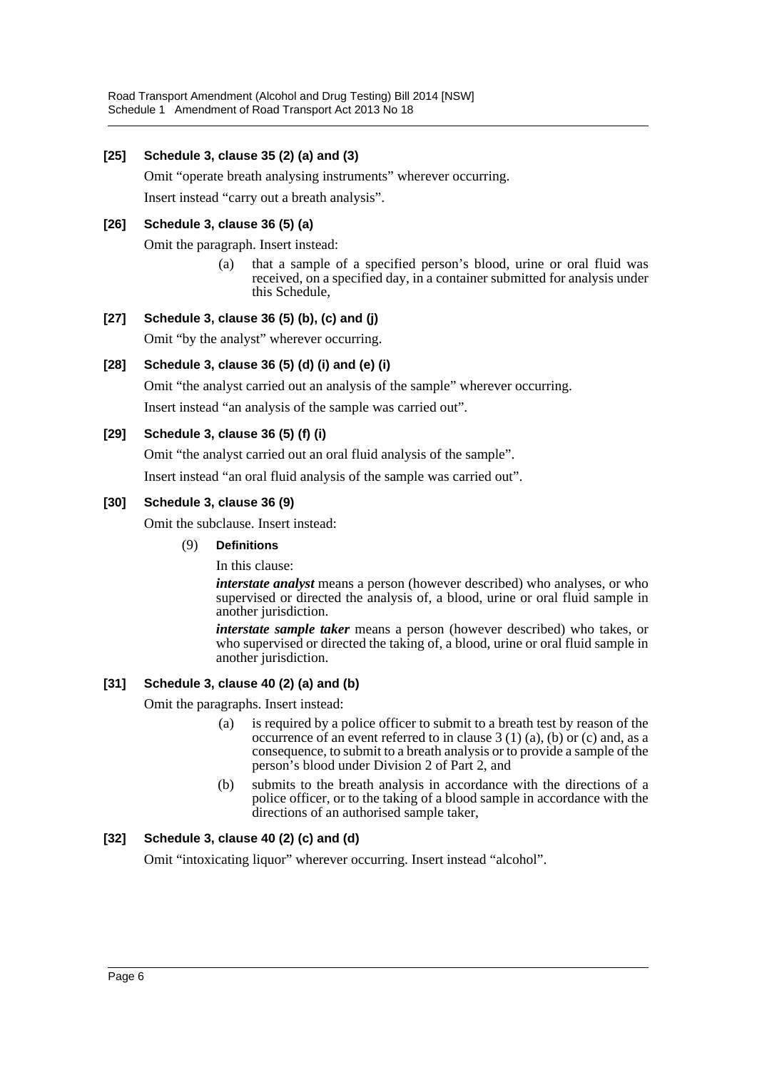**[25] Schedule 3, clause 35 (2) (a) and (3)**

Omit "operate breath analysing instruments" wherever occurring.

Insert instead "carry out a breath analysis".

**[26] Schedule 3, clause 36 (5) (a)**

Omit the paragraph. Insert instead:

> (a) that a sample of a specified person's blood, urine or oral fluid was received, on a specified day, in a container submitted for analysis under this Schedule,

**[27] Schedule 3, clause 36 (5) (b), (c) and (j)**

Omit "by the analyst" wherever occurring.

**[28] Schedule 3, clause 36 (5) (d) (i) and (e) (i)**

Omit "the analyst carried out an analysis of the sample" wherever occurring.

Insert instead "an analysis of the sample was carried out".

**[29] Schedule 3, clause 36 (5) (f) (i)**

Omit "the analyst carried out an oral fluid analysis of the sample".

Insert instead "an oral fluid analysis of the sample was carried out".

**[30] Schedule 3, clause 36 (9)**

Omit the subclause. Insert instead:

> (9) **Definitions**
>
> In this clause:
>
> ***interstate analyst*** means a person (however described) who analyses, or who supervised or directed the analysis of, a blood, urine or oral fluid sample in another jurisdiction.
>
> ***interstate sample taker*** means a person (however described) who takes, or who supervised or directed the taking of, a blood, urine or oral fluid sample in another jurisdiction.

**[31] Schedule 3, clause 40 (2) (a) and (b)**

Omit the paragraphs. Insert instead:

> (a) is required by a police officer to submit to a breath test by reason of the occurrence of an event referred to in clause 3 (1) (a), (b) or (c) and, as a consequence, to submit to a breath analysis or to provide a sample of the person's blood under Division 2 of Part 2, and
>
> (b) submits to the breath analysis in accordance with the directions of a police officer, or to the taking of a blood sample in accordance with the directions of an authorised sample taker,

**[32] Schedule 3, clause 40 (2) (c) and (d)**

Omit "intoxicating liquor" wherever occurring. Insert instead "alcohol".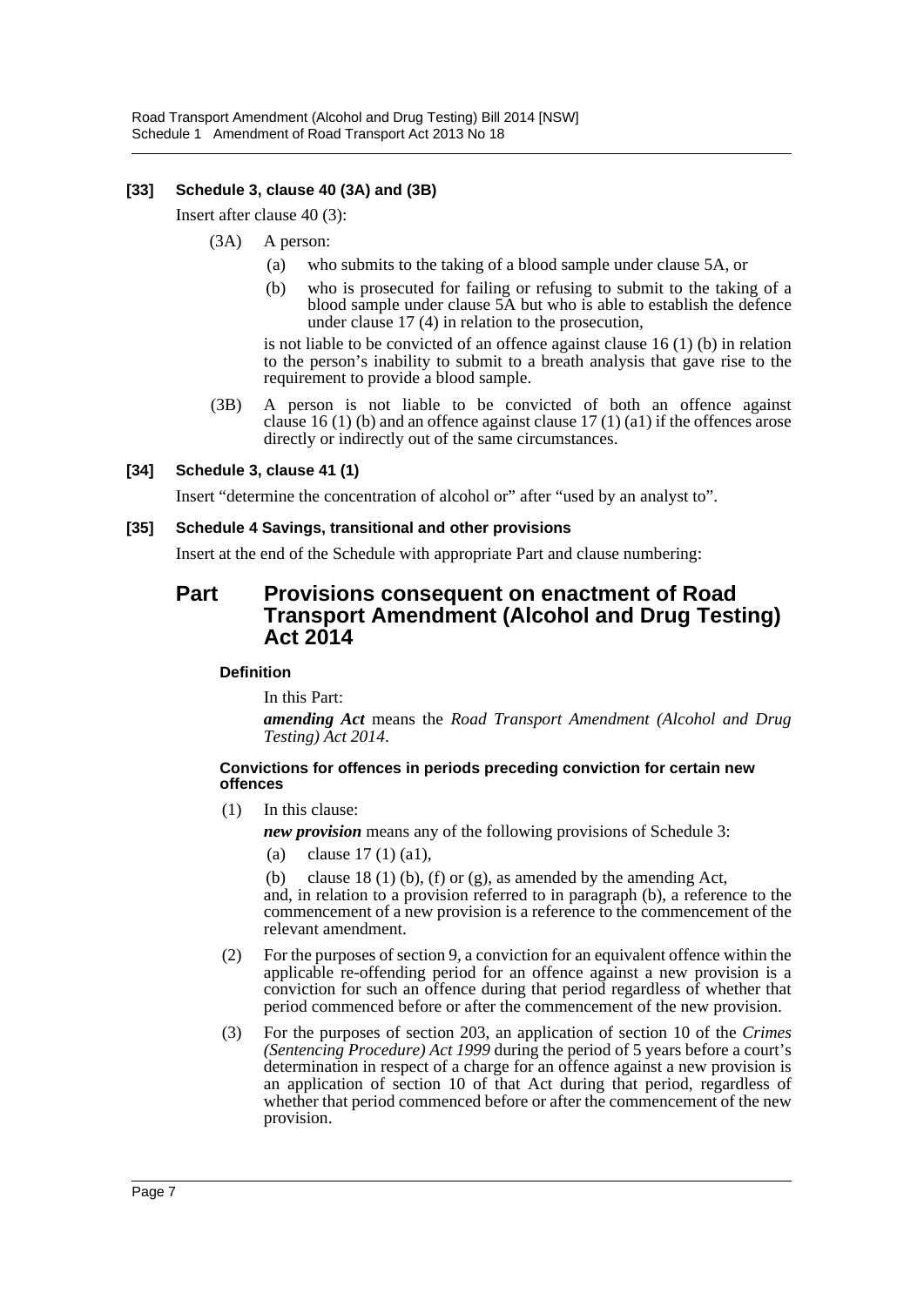**[33] Schedule 3, clause 40 (3A) and (3B)**

Insert after clause 40 (3):

(3A) A person:

(a) who submits to the taking of a blood sample under clause 5A, or

(b) who is prosecuted for failing or refusing to submit to the taking of a blood sample under clause 5A but who is able to establish the defence under clause 17 (4) in relation to the prosecution,

is not liable to be convicted of an offence against clause 16 (1) (b) in relation to the person's inability to submit to a breath analysis that gave rise to the requirement to provide a blood sample.

(3B) A person is not liable to be convicted of both an offence against clause 16 (1) (b) and an offence against clause 17 (1) (a1) if the offences arose directly or indirectly out of the same circumstances.

**[34] Schedule 3, clause 41 (1)**

Insert "determine the concentration of alcohol or" after "used by an analyst to".

**[35] Schedule 4 Savings, transitional and other provisions**

Insert at the end of the Schedule with appropriate Part and clause numbering:

# Part Provisions consequent on enactment of Road Transport Amendment (Alcohol and Drug Testing) Act 2014

**Definition**

In this Part:

***amending Act*** means the *Road Transport Amendment (Alcohol and Drug Testing) Act 2014*.

**Convictions for offences in periods preceding conviction for certain new offences**

(1) In this clause:

***new provision*** means any of the following provisions of Schedule 3:

(a) clause 17 (1) (a1),

(b) clause 18 (1) (b), (f) or (g), as amended by the amending Act,

and, in relation to a provision referred to in paragraph (b), a reference to the commencement of a new provision is a reference to the commencement of the relevant amendment.

(2) For the purposes of section 9, a conviction for an equivalent offence within the applicable re-offending period for an offence against a new provision is a conviction for such an offence during that period regardless of whether that period commenced before or after the commencement of the new provision.

(3) For the purposes of section 203, an application of section 10 of the *Crimes (Sentencing Procedure) Act 1999* during the period of 5 years before a court's determination in respect of a charge for an offence against a new provision is an application of section 10 of that Act during that period, regardless of whether that period commenced before or after the commencement of the new provision.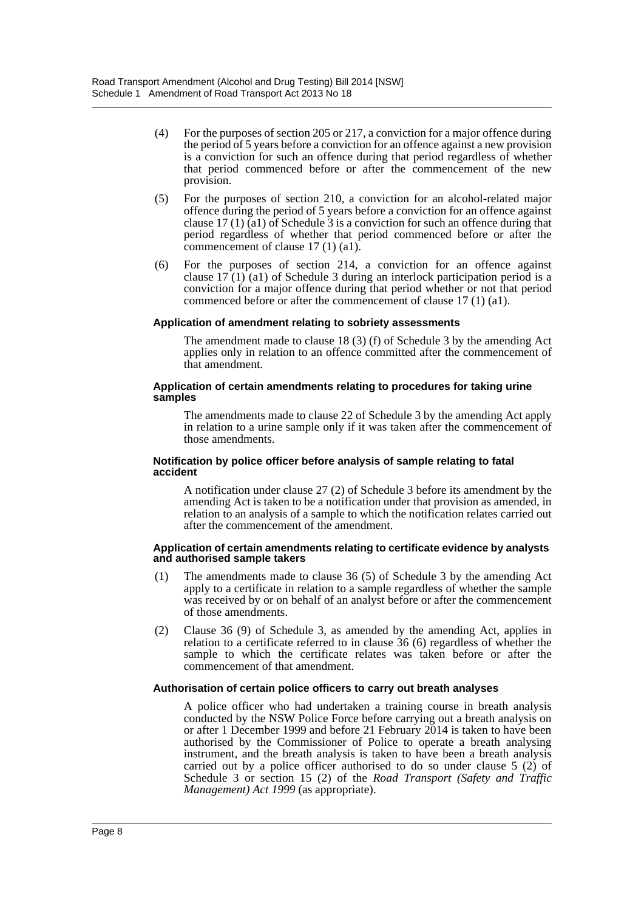(4) For the purposes of section 205 or 217, a conviction for a major offence during the period of 5 years before a conviction for an offence against a new provision is a conviction for such an offence during that period regardless of whether that period commenced before or after the commencement of the new provision.

(5) For the purposes of section 210, a conviction for an alcohol-related major offence during the period of 5 years before a conviction for an offence against clause 17 (1) (a1) of Schedule 3 is a conviction for such an offence during that period regardless of whether that period commenced before or after the commencement of clause 17 (1) (a1).

(6) For the purposes of section 214, a conviction for an offence against clause 17 (1) (a1) of Schedule 3 during an interlock participation period is a conviction for a major offence during that period whether or not that period commenced before or after the commencement of clause 17 (1) (a1).

#### Application of amendment relating to sobriety assessments

The amendment made to clause 18 (3) (f) of Schedule 3 by the amending Act applies only in relation to an offence committed after the commencement of that amendment.

#### Application of certain amendments relating to procedures for taking urine samples

The amendments made to clause 22 of Schedule 3 by the amending Act apply in relation to a urine sample only if it was taken after the commencement of those amendments.

#### Notification by police officer before analysis of sample relating to fatal accident

A notification under clause 27 (2) of Schedule 3 before its amendment by the amending Act is taken to be a notification under that provision as amended, in relation to an analysis of a sample to which the notification relates carried out after the commencement of the amendment.

#### Application of certain amendments relating to certificate evidence by analysts and authorised sample takers

(1) The amendments made to clause 36 (5) of Schedule 3 by the amending Act apply to a certificate in relation to a sample regardless of whether the sample was received by or on behalf of an analyst before or after the commencement of those amendments.

(2) Clause 36 (9) of Schedule 3, as amended by the amending Act, applies in relation to a certificate referred to in clause 36 (6) regardless of whether the sample to which the certificate relates was taken before or after the commencement of that amendment.

#### Authorisation of certain police officers to carry out breath analyses

A police officer who had undertaken a training course in breath analysis conducted by the NSW Police Force before carrying out a breath analysis on or after 1 December 1999 and before 21 February 2014 is taken to have been authorised by the Commissioner of Police to operate a breath analysing instrument, and the breath analysis is taken to have been a breath analysis carried out by a police officer authorised to do so under clause 5 (2) of Schedule 3 or section 15 (2) of the *Road Transport (Safety and Traffic Management) Act 1999* (as appropriate).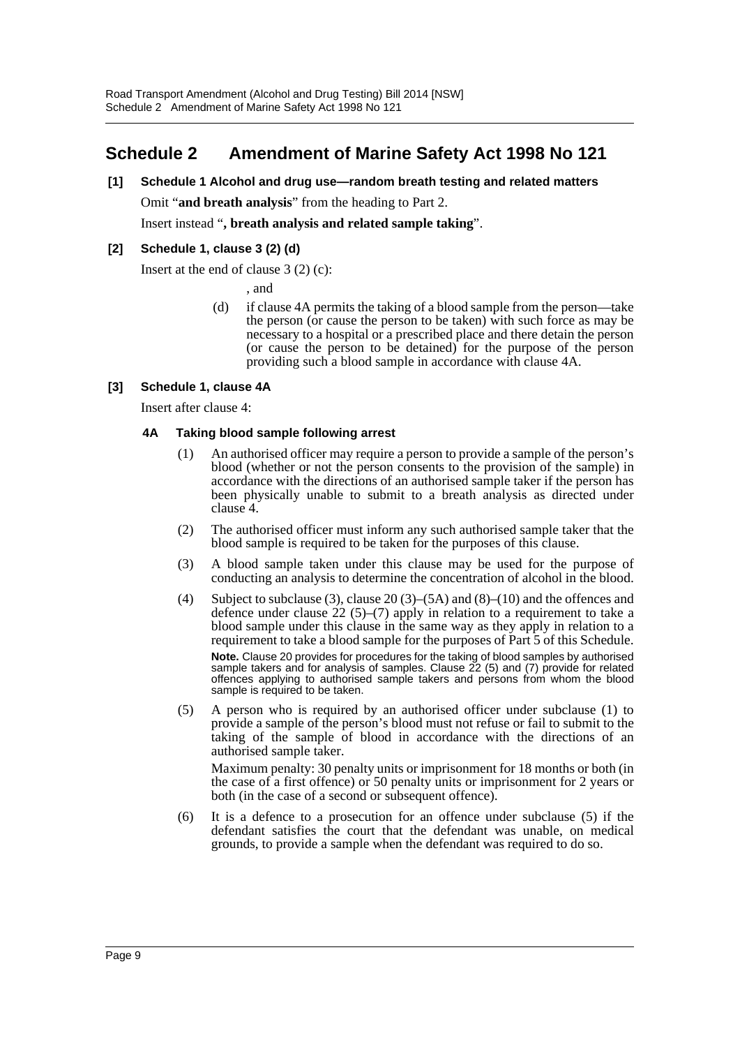# Schedule 2 Amendment of Marine Safety Act 1998 No 121

**[1] Schedule 1 Alcohol and drug use—random breath testing and related matters**

Omit "**and breath analysis**" from the heading to Part 2.

Insert instead "**, breath analysis and related sample taking**".

**[2] Schedule 1, clause 3 (2) (d)**

Insert at the end of clause 3 (2) (c):

, and

(d) if clause 4A permits the taking of a blood sample from the person—take the person (or cause the person to be taken) with such force as may be necessary to a hospital or a prescribed place and there detain the person (or cause the person to be detained) for the purpose of the person providing such a blood sample in accordance with clause 4A.

**[3] Schedule 1, clause 4A**

Insert after clause 4:

**4A Taking blood sample following arrest**

(1) An authorised officer may require a person to provide a sample of the person's blood (whether or not the person consents to the provision of the sample) in accordance with the directions of an authorised sample taker if the person has been physically unable to submit to a breath analysis as directed under clause 4.

(2) The authorised officer must inform any such authorised sample taker that the blood sample is required to be taken for the purposes of this clause.

(3) A blood sample taken under this clause may be used for the purpose of conducting an analysis to determine the concentration of alcohol in the blood.

(4) Subject to subclause (3), clause 20 (3)–(5A) and (8)–(10) and the offences and defence under clause 22 (5)–(7) apply in relation to a requirement to take a blood sample under this clause in the same way as they apply in relation to a requirement to take a blood sample for the purposes of Part 5 of this Schedule.

**Note.** Clause 20 provides for procedures for the taking of blood samples by authorised sample takers and for analysis of samples. Clause 22 (5) and (7) provide for related offences applying to authorised sample takers and persons from whom the blood sample is required to be taken.

(5) A person who is required by an authorised officer under subclause (1) to provide a sample of the person's blood must not refuse or fail to submit to the taking of the sample of blood in accordance with the directions of an authorised sample taker.

Maximum penalty: 30 penalty units or imprisonment for 18 months or both (in the case of a first offence) or 50 penalty units or imprisonment for 2 years or both (in the case of a second or subsequent offence).

(6) It is a defence to a prosecution for an offence under subclause (5) if the defendant satisfies the court that the defendant was unable, on medical grounds, to provide a sample when the defendant was required to do so.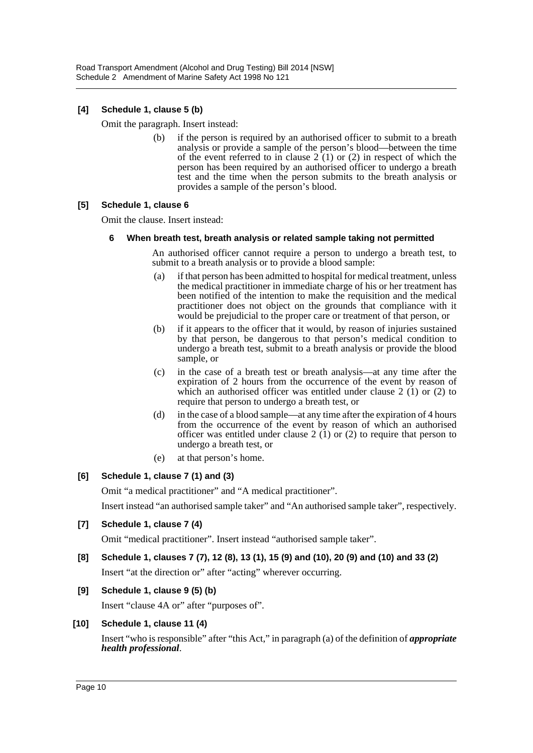**[4] Schedule 1, clause 5 (b)**

Omit the paragraph. Insert instead:

> (b) if the person is required by an authorised officer to submit to a breath analysis or provide a sample of the person's blood—between the time of the event referred to in clause 2 (1) or (2) in respect of which the person has been required by an authorised officer to undergo a breath test and the time when the person submits to the breath analysis or provides a sample of the person's blood.

**[5] Schedule 1, clause 6**

Omit the clause. Insert instead:

> **6 When breath test, breath analysis or related sample taking not permitted**
>
> An authorised officer cannot require a person to undergo a breath test, to submit to a breath analysis or to provide a blood sample:
>
> (a) if that person has been admitted to hospital for medical treatment, unless the medical practitioner in immediate charge of his or her treatment has been notified of the intention to make the requisition and the medical practitioner does not object on the grounds that compliance with it would be prejudicial to the proper care or treatment of that person, or
>
> (b) if it appears to the officer that it would, by reason of injuries sustained by that person, be dangerous to that person's medical condition to undergo a breath test, submit to a breath analysis or provide the blood sample, or
>
> (c) in the case of a breath test or breath analysis—at any time after the expiration of 2 hours from the occurrence of the event by reason of which an authorised officer was entitled under clause 2 (1) or (2) to require that person to undergo a breath test, or
>
> (d) in the case of a blood sample—at any time after the expiration of 4 hours from the occurrence of the event by reason of which an authorised officer was entitled under clause 2 (1) or (2) to require that person to undergo a breath test, or
>
> (e) at that person's home.

**[6] Schedule 1, clause 7 (1) and (3)**

Omit "a medical practitioner" and "A medical practitioner".

Insert instead "an authorised sample taker" and "An authorised sample taker", respectively.

**[7] Schedule 1, clause 7 (4)**

Omit "medical practitioner". Insert instead "authorised sample taker".

**[8] Schedule 1, clauses 7 (7), 12 (8), 13 (1), 15 (9) and (10), 20 (9) and (10) and 33 (2)**

Insert "at the direction or" after "acting" wherever occurring.

**[9] Schedule 1, clause 9 (5) (b)**

Insert "clause 4A or" after "purposes of".

**[10] Schedule 1, clause 11 (4)**

Insert "who is responsible" after "this Act," in paragraph (a) of the definition of ***appropriate health professional***.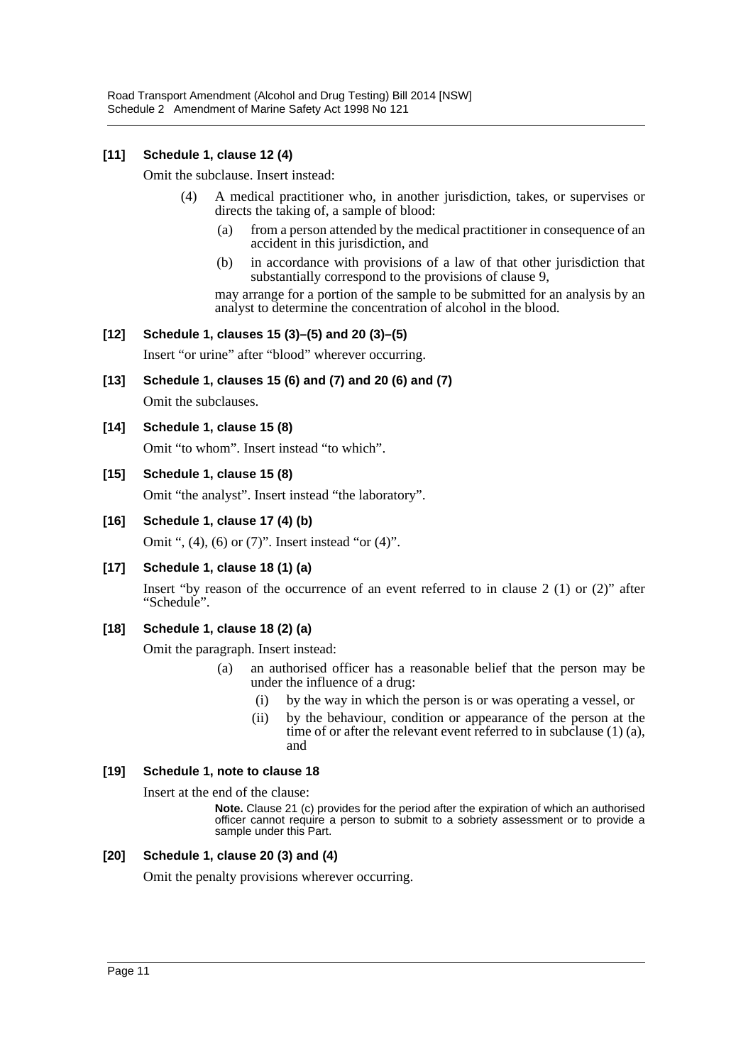**[11] Schedule 1, clause 12 (4)**

Omit the subclause. Insert instead:

> (4) A medical practitioner who, in another jurisdiction, takes, or supervises or directs the taking of, a sample of blood:
>
> (a) from a person attended by the medical practitioner in consequence of an accident in this jurisdiction, and
>
> (b) in accordance with provisions of a law of that other jurisdiction that substantially correspond to the provisions of clause 9,
>
> may arrange for a portion of the sample to be submitted for an analysis by an analyst to determine the concentration of alcohol in the blood.

**[12] Schedule 1, clauses 15 (3)–(5) and 20 (3)–(5)**

Insert "or urine" after "blood" wherever occurring.

**[13] Schedule 1, clauses 15 (6) and (7) and 20 (6) and (7)**

Omit the subclauses.

**[14] Schedule 1, clause 15 (8)**

Omit "to whom". Insert instead "to which".

**[15] Schedule 1, clause 15 (8)**

Omit "the analyst". Insert instead "the laboratory".

**[16] Schedule 1, clause 17 (4) (b)**

Omit ", (4), (6) or (7)". Insert instead "or (4)".

**[17] Schedule 1, clause 18 (1) (a)**

Insert "by reason of the occurrence of an event referred to in clause 2 (1) or (2)" after "Schedule".

**[18] Schedule 1, clause 18 (2) (a)**

Omit the paragraph. Insert instead:

> (a) an authorised officer has a reasonable belief that the person may be under the influence of a drug:
>
> (i) by the way in which the person is or was operating a vessel, or
>
> (ii) by the behaviour, condition or appearance of the person at the time of or after the relevant event referred to in subclause (1) (a), and

**[19] Schedule 1, note to clause 18**

Insert at the end of the clause:

> **Note.** Clause 21 (c) provides for the period after the expiration of which an authorised officer cannot require a person to submit to a sobriety assessment or to provide a sample under this Part.

**[20] Schedule 1, clause 20 (3) and (4)**

Omit the penalty provisions wherever occurring.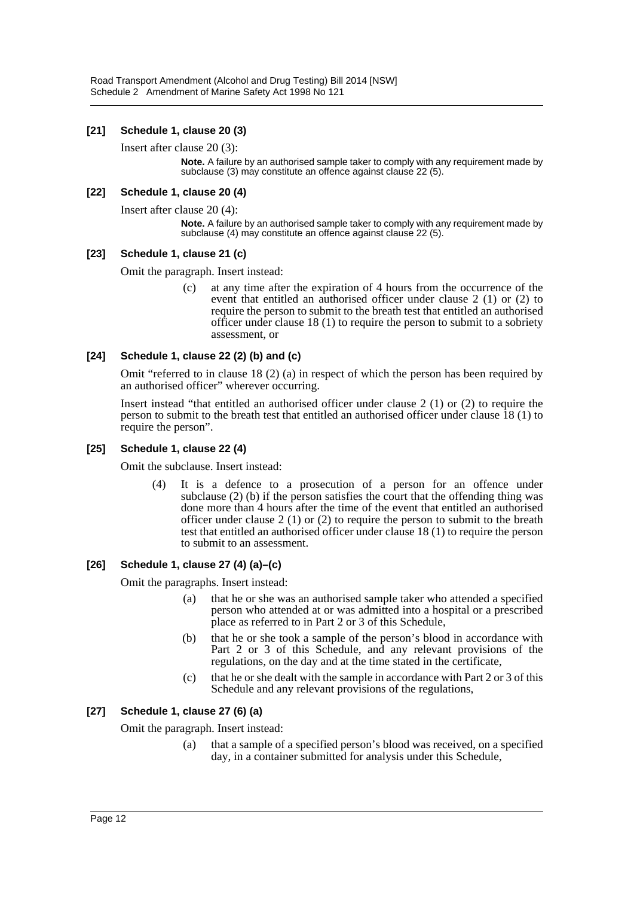**[21] Schedule 1, clause 20 (3)**

Insert after clause 20 (3):

> **Note.** A failure by an authorised sample taker to comply with any requirement made by subclause (3) may constitute an offence against clause 22 (5).

**[22] Schedule 1, clause 20 (4)**

Insert after clause 20 (4):

> **Note.** A failure by an authorised sample taker to comply with any requirement made by subclause (4) may constitute an offence against clause 22 (5).

**[23] Schedule 1, clause 21 (c)**

Omit the paragraph. Insert instead:

> (c) at any time after the expiration of 4 hours from the occurrence of the event that entitled an authorised officer under clause 2 (1) or (2) to require the person to submit to the breath test that entitled an authorised officer under clause 18 (1) to require the person to submit to a sobriety assessment, or

**[24] Schedule 1, clause 22 (2) (b) and (c)**

Omit "referred to in clause 18 (2) (a) in respect of which the person has been required by an authorised officer" wherever occurring.

Insert instead "that entitled an authorised officer under clause 2 (1) or (2) to require the person to submit to the breath test that entitled an authorised officer under clause 18 (1) to require the person".

**[25] Schedule 1, clause 22 (4)**

Omit the subclause. Insert instead:

> (4) It is a defence to a prosecution of a person for an offence under subclause (2) (b) if the person satisfies the court that the offending thing was done more than 4 hours after the time of the event that entitled an authorised officer under clause 2 (1) or (2) to require the person to submit to the breath test that entitled an authorised officer under clause 18 (1) to require the person to submit to an assessment.

**[26] Schedule 1, clause 27 (4) (a)–(c)**

Omit the paragraphs. Insert instead:

> (a) that he or she was an authorised sample taker who attended a specified person who attended at or was admitted into a hospital or a prescribed place as referred to in Part 2 or 3 of this Schedule,
>
> (b) that he or she took a sample of the person's blood in accordance with Part 2 or 3 of this Schedule, and any relevant provisions of the regulations, on the day and at the time stated in the certificate,
>
> (c) that he or she dealt with the sample in accordance with Part 2 or 3 of this Schedule and any relevant provisions of the regulations,

**[27] Schedule 1, clause 27 (6) (a)**

Omit the paragraph. Insert instead:

> (a) that a sample of a specified person's blood was received, on a specified day, in a container submitted for analysis under this Schedule,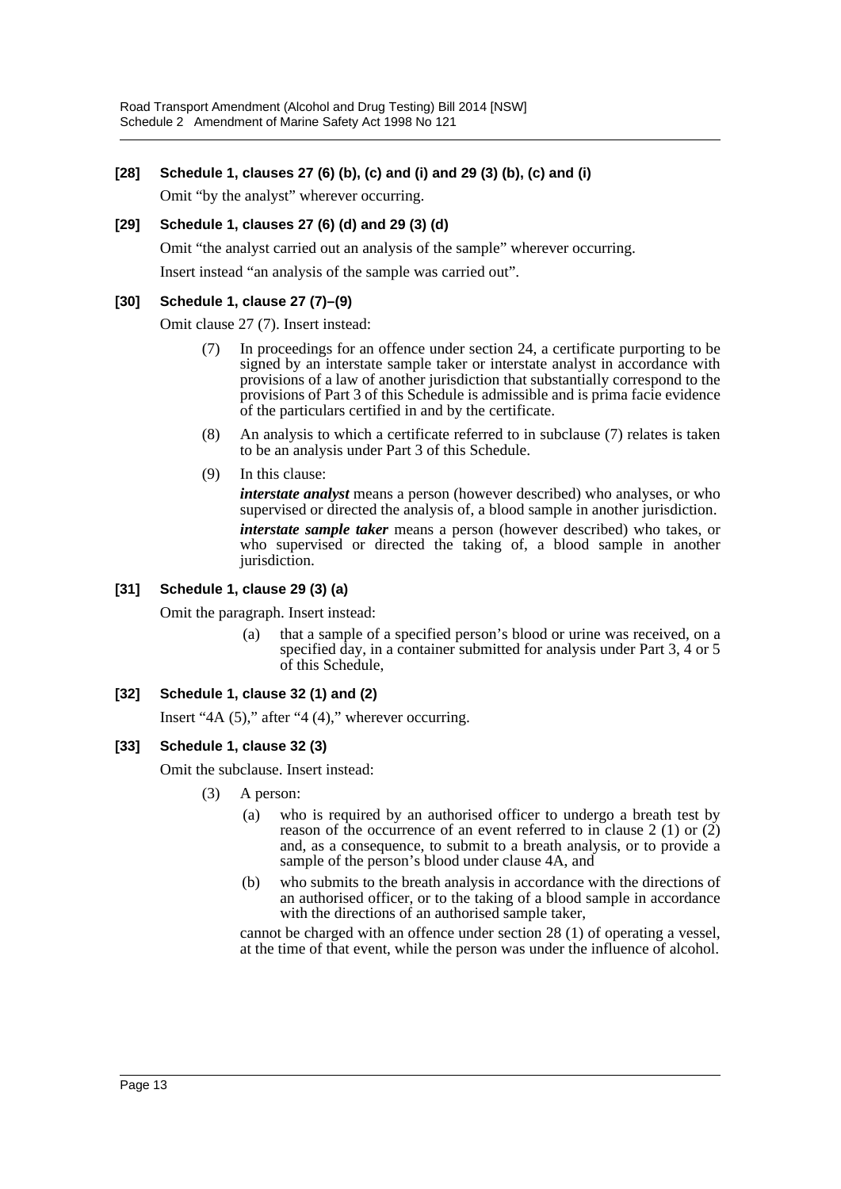### [28] Schedule 1, clauses 27 (6) (b), (c) and (i) and 29 (3) (b), (c) and (i)

Omit "by the analyst" wherever occurring.

### [29] Schedule 1, clauses 27 (6) (d) and 29 (3) (d)

Omit "the analyst carried out an analysis of the sample" wherever occurring.

Insert instead "an analysis of the sample was carried out".

### [30] Schedule 1, clause 27 (7)–(9)

Omit clause 27 (7). Insert instead:

(7) In proceedings for an offence under section 24, a certificate purporting to be signed by an interstate sample taker or interstate analyst in accordance with provisions of a law of another jurisdiction that substantially correspond to the provisions of Part 3 of this Schedule is admissible and is prima facie evidence of the particulars certified in and by the certificate.

(8) An analysis to which a certificate referred to in subclause (7) relates is taken to be an analysis under Part 3 of this Schedule.

(9) In this clause:

***interstate analyst*** means a person (however described) who analyses, or who supervised or directed the analysis of, a blood sample in another jurisdiction.

***interstate sample taker*** means a person (however described) who takes, or who supervised or directed the taking of, a blood sample in another jurisdiction.

### [31] Schedule 1, clause 29 (3) (a)

Omit the paragraph. Insert instead:

(a) that a sample of a specified person's blood or urine was received, on a specified day, in a container submitted for analysis under Part 3, 4 or 5 of this Schedule,

### [32] Schedule 1, clause 32 (1) and (2)

Insert "4A (5)," after "4 (4)," wherever occurring.

### [33] Schedule 1, clause 32 (3)

Omit the subclause. Insert instead:

(3) A person:

(a) who is required by an authorised officer to undergo a breath test by reason of the occurrence of an event referred to in clause 2 (1) or (2) and, as a consequence, to submit to a breath analysis, or to provide a sample of the person's blood under clause 4A, and

(b) who submits to the breath analysis in accordance with the directions of an authorised officer, or to the taking of a blood sample in accordance with the directions of an authorised sample taker,

cannot be charged with an offence under section 28 (1) of operating a vessel, at the time of that event, while the person was under the influence of alcohol.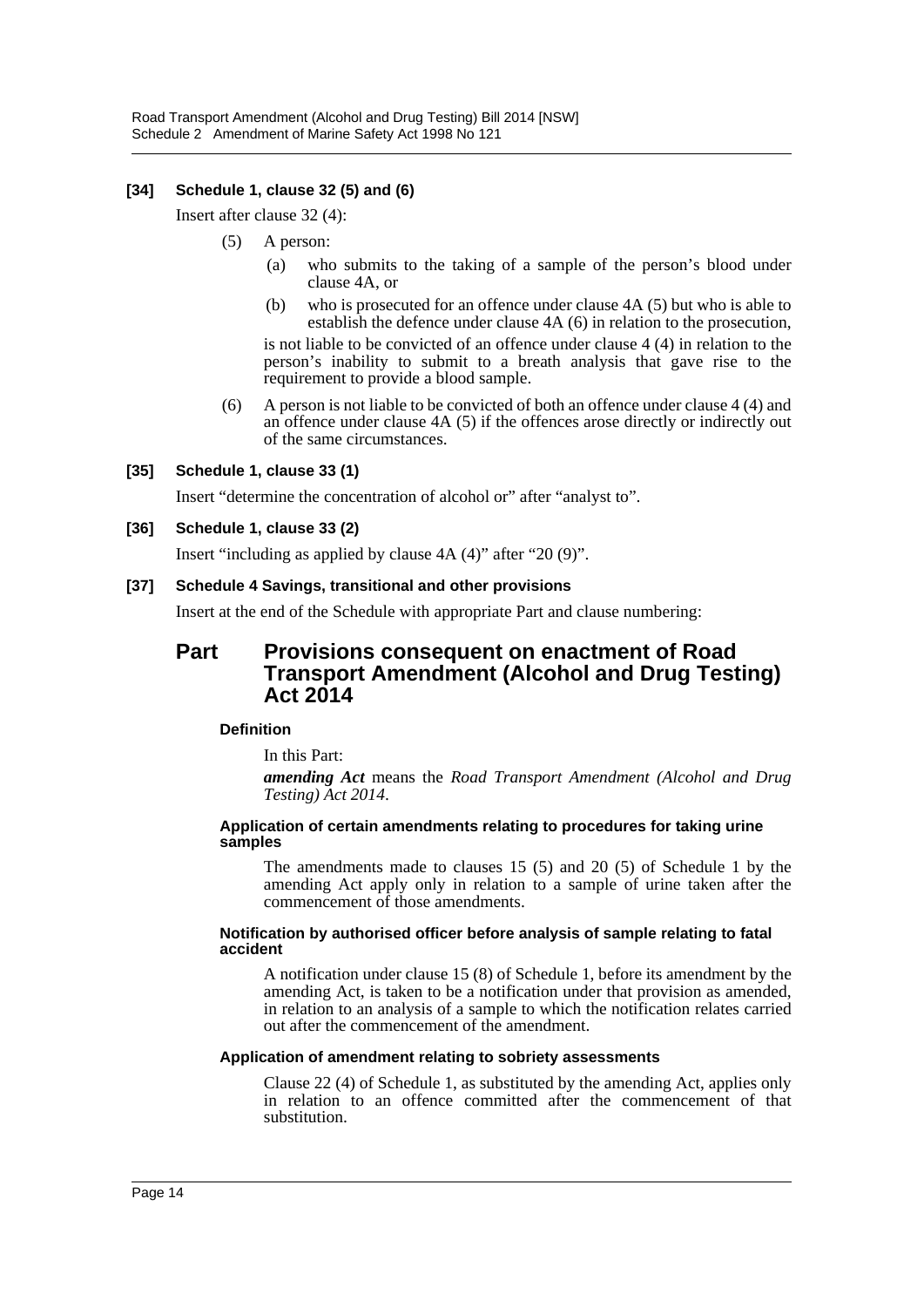**[34] Schedule 1, clause 32 (5) and (6)**

Insert after clause 32 (4):

(5) A person:

(a) who submits to the taking of a sample of the person's blood under clause 4A, or

(b) who is prosecuted for an offence under clause 4A (5) but who is able to establish the defence under clause 4A (6) in relation to the prosecution,

is not liable to be convicted of an offence under clause 4 (4) in relation to the person's inability to submit to a breath analysis that gave rise to the requirement to provide a blood sample.

(6) A person is not liable to be convicted of both an offence under clause 4 (4) and an offence under clause 4A (5) if the offences arose directly or indirectly out of the same circumstances.

**[35] Schedule 1, clause 33 (1)**

Insert "determine the concentration of alcohol or" after "analyst to".

**[36] Schedule 1, clause 33 (2)**

Insert "including as applied by clause 4A (4)" after "20 (9)".

**[37] Schedule 4 Savings, transitional and other provisions**

Insert at the end of the Schedule with appropriate Part and clause numbering:

# Part Provisions consequent on enactment of Road Transport Amendment (Alcohol and Drug Testing) Act 2014

**Definition**

In this Part:

***amending Act*** means the *Road Transport Amendment (Alcohol and Drug Testing) Act 2014*.

**Application of certain amendments relating to procedures for taking urine samples**

The amendments made to clauses 15 (5) and 20 (5) of Schedule 1 by the amending Act apply only in relation to a sample of urine taken after the commencement of those amendments.

**Notification by authorised officer before analysis of sample relating to fatal accident**

A notification under clause 15 (8) of Schedule 1, before its amendment by the amending Act, is taken to be a notification under that provision as amended, in relation to an analysis of a sample to which the notification relates carried out after the commencement of the amendment.

**Application of amendment relating to sobriety assessments**

Clause 22 (4) of Schedule 1, as substituted by the amending Act, applies only in relation to an offence committed after the commencement of that substitution.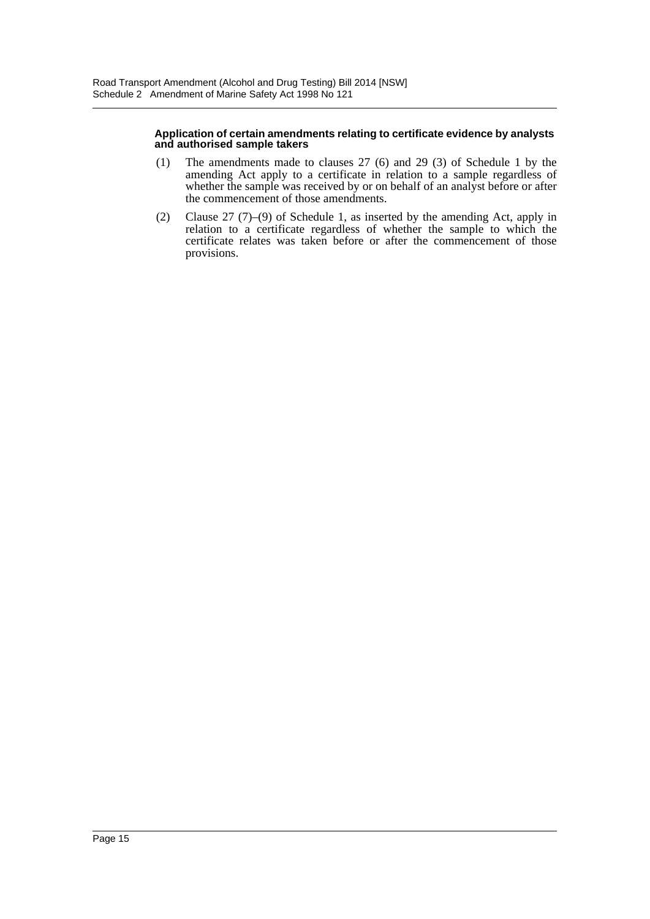#### Application of certain amendments relating to certificate evidence by analysts and authorised sample takers

(1) The amendments made to clauses 27 (6) and 29 (3) of Schedule 1 by the amending Act apply to a certificate in relation to a sample regardless of whether the sample was received by or on behalf of an analyst before or after the commencement of those amendments.

(2) Clause 27 (7)–(9) of Schedule 1, as inserted by the amending Act, apply in relation to a certificate regardless of whether the sample to which the certificate relates was taken before or after the commencement of those provisions.